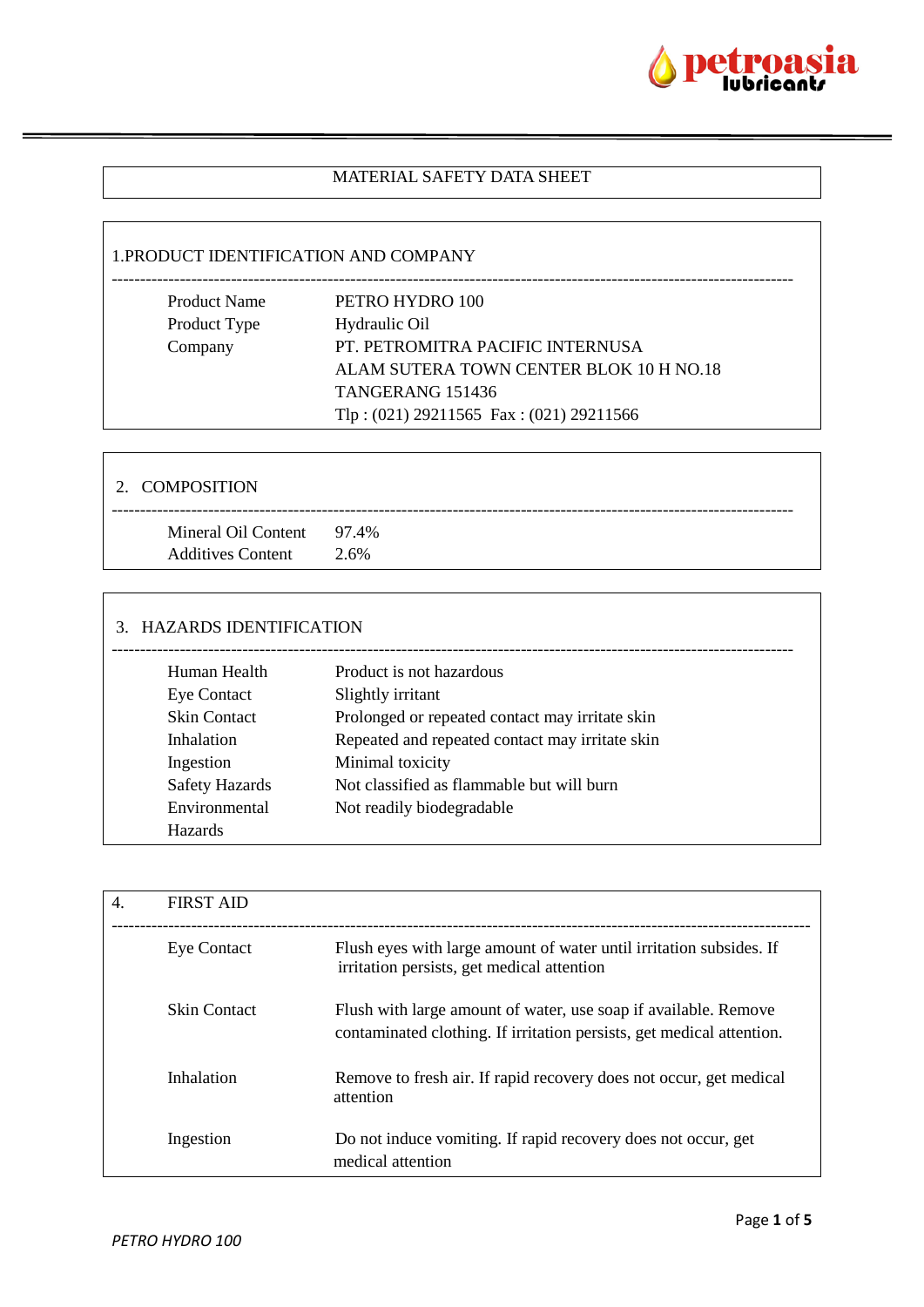# MATERIAL SAFETY DATA SHEET

## 1.PRODUCT IDENTIFICATION AND COMPANY

| | |
|---|---|
| Product Name | PETRO HYDRO 100 |
| Product Type | Hydraulic Oil |
| Company | PT. PETROMITRA PACIFIC INTERNUSA<br>ALAM SUTERA TOWN CENTER BLOK 10 H NO.18<br>TANGERANG 151436<br>Tlp : (021) 29211565 Fax : (021) 29211566 |

## 2. COMPOSITION

| | |
|---|---|
| Mineral Oil Content | 97.4% |
| Additives Content | 2.6% |

## 3. HAZARDS IDENTIFICATION

| | |
|---|---|
| Human Health | Product is not hazardous |
| Eye Contact | Slightly irritant |
| Skin Contact | Prolonged or repeated contact may irritate skin |
| Inhalation | Repeated and repeated contact may irritate skin |
| Ingestion | Minimal toxicity |
| Safety Hazards | Not classified as flammable but will burn |
| Environmental Hazards | Not readily biodegradable |

## 4. FIRST AID

| | |
|---|---|
| Eye Contact | Flush eyes with large amount of water until irritation subsides. If irritation persists, get medical attention |
| Skin Contact | Flush with large amount of water, use soap if available. Remove contaminated clothing. If irritation persists, get medical attention. |
| Inhalation | Remove to fresh air. If rapid recovery does not occur, get medical attention |
| Ingestion | Do not induce vomiting. If rapid recovery does not occur, get medical attention |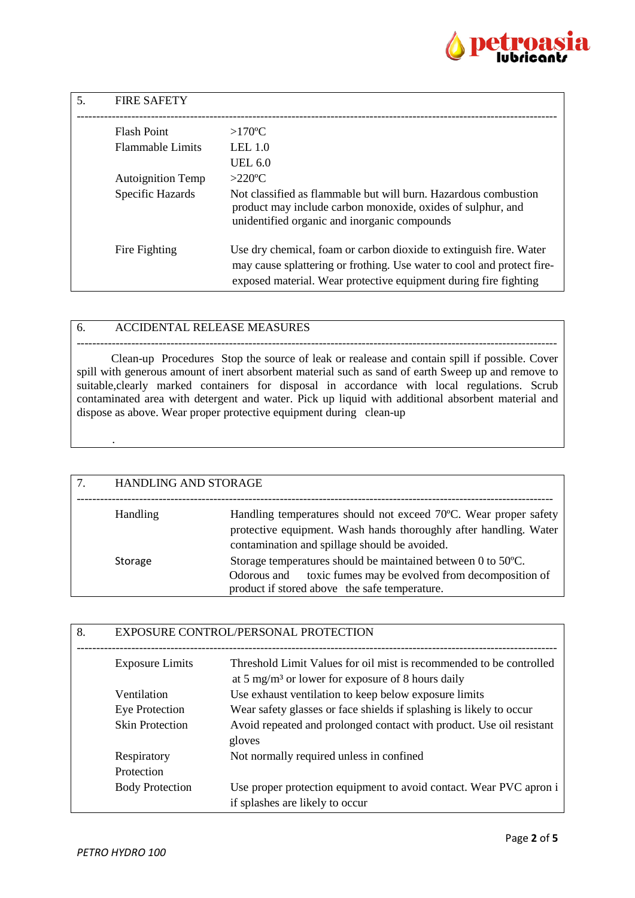## 5. FIRE SAFETY

| | |
|---|---|
| Flash Point | >170ºC |
| Flammable Limits | LEL 1.0<br>UEL 6.0 |
| Autoignition Temp | >220ºC |
| Specific Hazards | Not classified as flammable but will burn. Hazardous combustion product may include carbon monoxide, oxides of sulphur, and unidentified organic and inorganic compounds |
| Fire Fighting | Use dry chemical, foam or carbon dioxide to extinguish fire. Water may cause splattering or frothing. Use water to cool and protect fire-exposed material. Wear protective equipment during fire fighting |

## 6. ACCIDENTAL RELEASE MEASURES

Clean-up Procedures Stop the source of leak or realease and contain spill if possible. Cover spill with generous amount of inert absorbent material such as sand of earth Sweep up and remove to suitable,clearly marked containers for disposal in accordance with local regulations. Scrub contaminated area with detergent and water. Pick up liquid with additional absorbent material and dispose as above. Wear proper protective equipment during clean-up

.

## 7. HANDLING AND STORAGE

| | |
|---|---|
| Handling | Handling temperatures should not exceed 70ºC. Wear proper safety protective equipment. Wash hands thoroughly after handling. Water contamination and spillage should be avoided. |
| Storage | Storage temperatures should be maintained between 0 to 50ºC. Odorous and toxic fumes may be evolved from decomposition of product if stored above the safe temperature. |

## 8. EXPOSURE CONTROL/PERSONAL PROTECTION

| | |
|---|---|
| Exposure Limits | Threshold Limit Values for oil mist is recommended to be controlled at 5 mg/m³ or lower for exposure of 8 hours daily |
| Ventilation | Use exhaust ventilation to keep below exposure limits |
| Eye Protection | Wear safety glasses or face shields if splashing is likely to occur |
| Skin Protection | Avoid repeated and prolonged contact with product. Use oil resistant gloves |
| Respiratory Protection | Not normally required unless in confined |
| Body Protection | Use proper protection equipment to avoid contact. Wear PVC apron i if splashes are likely to occur |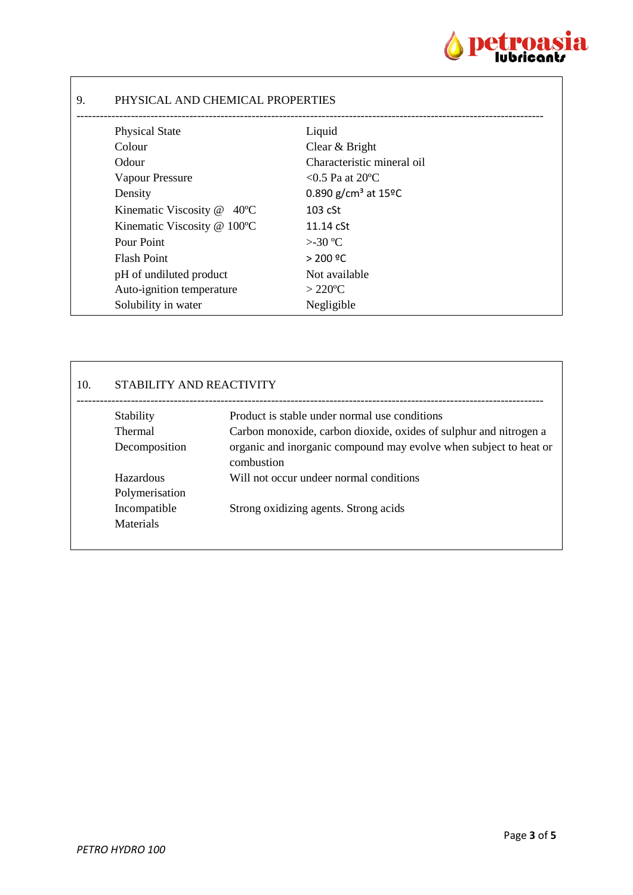## 9. PHYSICAL AND CHEMICAL PROPERTIES

| Property | Value |
|---|---|
| Physical State | Liquid |
| Colour | Clear & Bright |
| Odour | Characteristic mineral oil |
| Vapour Pressure | <0.5 Pa at 20ºC |
| Density | 0.890 g/cm³ at 15ºC |
| Kinematic Viscosity @ 40ºC | 103 cSt |
| Kinematic Viscosity @ 100ºC | 11.14 cSt |
| Pour Point | >-30 ºC |
| Flash Point | > 200 ºC |
| pH of undiluted product | Not available |
| Auto-ignition temperature | > 220ºC |
| Solubility in water | Negligible |

## 10. STABILITY AND REACTIVITY

| Property | Value |
|---|---|
| Stability | Product is stable under normal use conditions |
| Thermal Decomposition | Carbon monoxide, carbon dioxide, oxides of sulphur and nitrogen a organic and inorganic compound may evolve when subject to heat or combustion |
| Hazardous Polymerisation | Will not occur undeer normal conditions |
| Incompatible Materials | Strong oxidizing agents. Strong acids |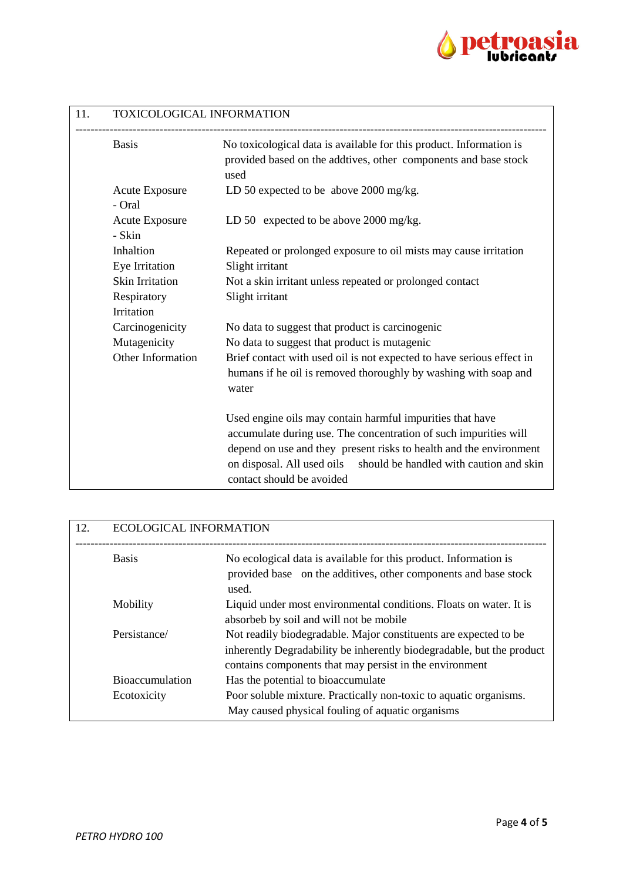## 11. TOXICOLOGICAL INFORMATION

| | |
|---|---|
| Basis | No toxicological data is available for this product. Information is provided based on the addtives, other components and base stock used |
| Acute Exposure - Oral | LD 50 expected to be above 2000 mg/kg. |
| Acute Exposure - Skin | LD 50 expected to be above 2000 mg/kg. |
| Inhaltion | Repeated or prolonged exposure to oil mists may cause irritation |
| Eye Irritation | Slight irritant |
| Skin Irritation | Not a skin irritant unless repeated or prolonged contact |
| Respiratory Irritation | Slight irritant |
| Carcinogenicity | No data to suggest that product is carcinogenic |
| Mutagenicity | No data to suggest that product is mutagenic |
| Other Information | Brief contact with used oil is not expected to have serious effect in humans if he oil is removed thoroughly by washing with soap and water<br><br>Used engine oils may contain harmful impurities that have accumulate during use. The concentration of such impurities will depend on use and they present risks to health and the environment on disposal. All used oils should be handled with caution and skin contact should be avoided |

## 12. ECOLOGICAL INFORMATION

| | |
|---|---|
| Basis | No ecological data is available for this product. Information is provided base on the additives, other components and base stock used. |
| Mobility | Liquid under most environmental conditions. Floats on water. It is absorbeb by soil and will not be mobile |
| Persistance/ | Not readily biodegradable. Major constituents are expected to be inherently Degradability be inherently biodegradable, but the product contains components that may persist in the environment |
| Bioaccumulation | Has the potential to bioaccumulate |
| Ecotoxicity | Poor soluble mixture. Practically non-toxic to aquatic organisms. May caused physical fouling of aquatic organisms |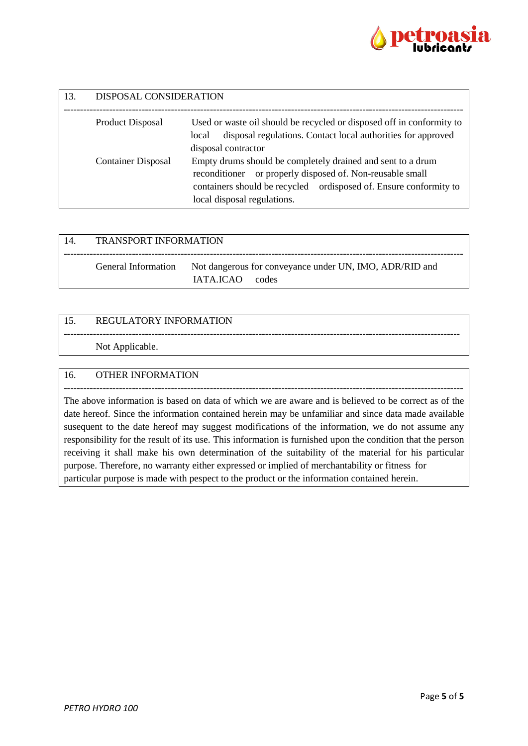## 13. DISPOSAL CONSIDERATION

| | |
|---|---|
| Product Disposal | Used or waste oil should be recycled or disposed off in conformity to local disposal regulations. Contact local authorities for approved disposal contractor |
| Container Disposal | Empty drums should be completely drained and sent to a drum reconditioner or properly disposed of. Non-reusable small containers should be recycled ordisposed of. Ensure conformity to local disposal regulations. |

## 14. TRANSPORT INFORMATION

| | |
|---|---|
| General Information | Not dangerous for conveyance under UN, IMO, ADR/RID and IATA.ICAO codes |

## 15. REGULATORY INFORMATION

Not Applicable.

## 16. OTHER INFORMATION

The above information is based on data of which we are aware and is believed to be correct as of the date hereof. Since the information contained herein may be unfamiliar and since data made available susequent to the date hereof may suggest modifications of the information, we do not assume any responsibility for the result of its use. This information is furnished upon the condition that the person receiving it shall make his own determination of the suitability of the material for his particular purpose. Therefore, no warranty either expressed or implied of merchantability or fitness for particular purpose is made with pespect to the product or the information contained herein.